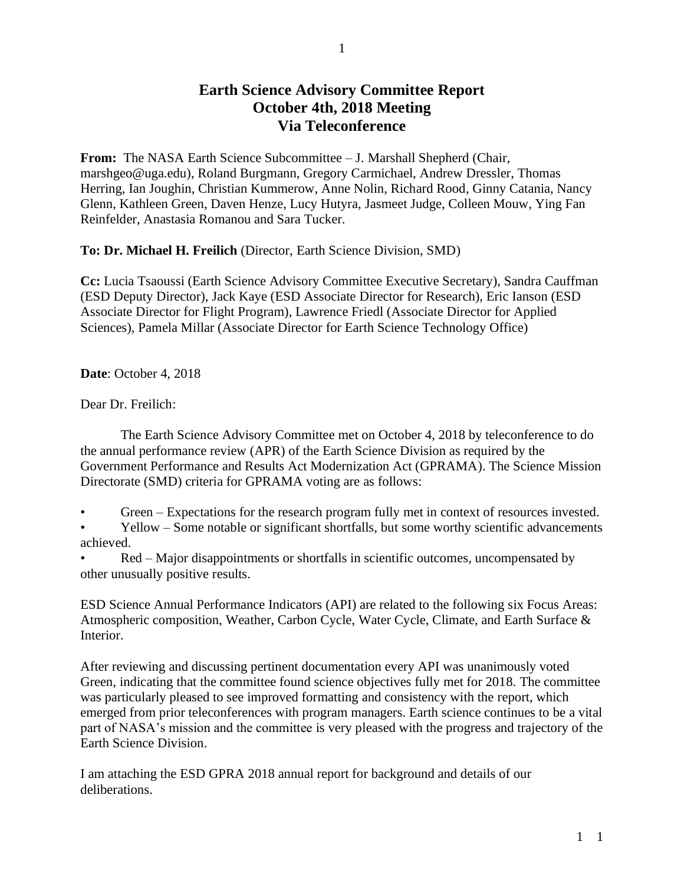# Earth Science Advisory Committee Report
# October 4th, 2018 Meeting
# Via Teleconference

**From:** The NASA Earth Science Subcommittee – J. Marshall Shepherd (Chair, marshgeo@uga.edu), Roland Burgmann, Gregory Carmichael, Andrew Dressler, Thomas Herring, Ian Joughin, Christian Kummerow, Anne Nolin, Richard Rood, Ginny Catania, Nancy Glenn, Kathleen Green, Daven Henze, Lucy Hutyra, Jasmeet Judge, Colleen Mouw, Ying Fan Reinfelder, Anastasia Romanou and Sara Tucker.

**To: Dr. Michael H. Freilich** (Director, Earth Science Division, SMD)

**Cc:** Lucia Tsaoussi (Earth Science Advisory Committee Executive Secretary), Sandra Cauffman (ESD Deputy Director), Jack Kaye (ESD Associate Director for Research), Eric Ianson (ESD Associate Director for Flight Program), Lawrence Friedl (Associate Director for Applied Sciences), Pamela Millar (Associate Director for Earth Science Technology Office)

**Date**: October 4, 2018

Dear Dr. Freilich:

The Earth Science Advisory Committee met on October 4, 2018 by teleconference to do the annual performance review (APR) of the Earth Science Division as required by the Government Performance and Results Act Modernization Act (GPRAMA). The Science Mission Directorate (SMD) criteria for GPRAMA voting are as follows:

- Green – Expectations for the research program fully met in context of resources invested.
- Yellow – Some notable or significant shortfalls, but some worthy scientific advancements achieved.
- Red – Major disappointments or shortfalls in scientific outcomes, uncompensated by other unusually positive results.

ESD Science Annual Performance Indicators (API) are related to the following six Focus Areas: Atmospheric composition, Weather, Carbon Cycle, Water Cycle, Climate, and Earth Surface & Interior.

After reviewing and discussing pertinent documentation every API was unanimously voted Green, indicating that the committee found science objectives fully met for 2018. The committee was particularly pleased to see improved formatting and consistency with the report, which emerged from prior teleconferences with program managers. Earth science continues to be a vital part of NASA's mission and the committee is very pleased with the progress and trajectory of the Earth Science Division.

I am attaching the ESD GPRA 2018 annual report for background and details of our deliberations.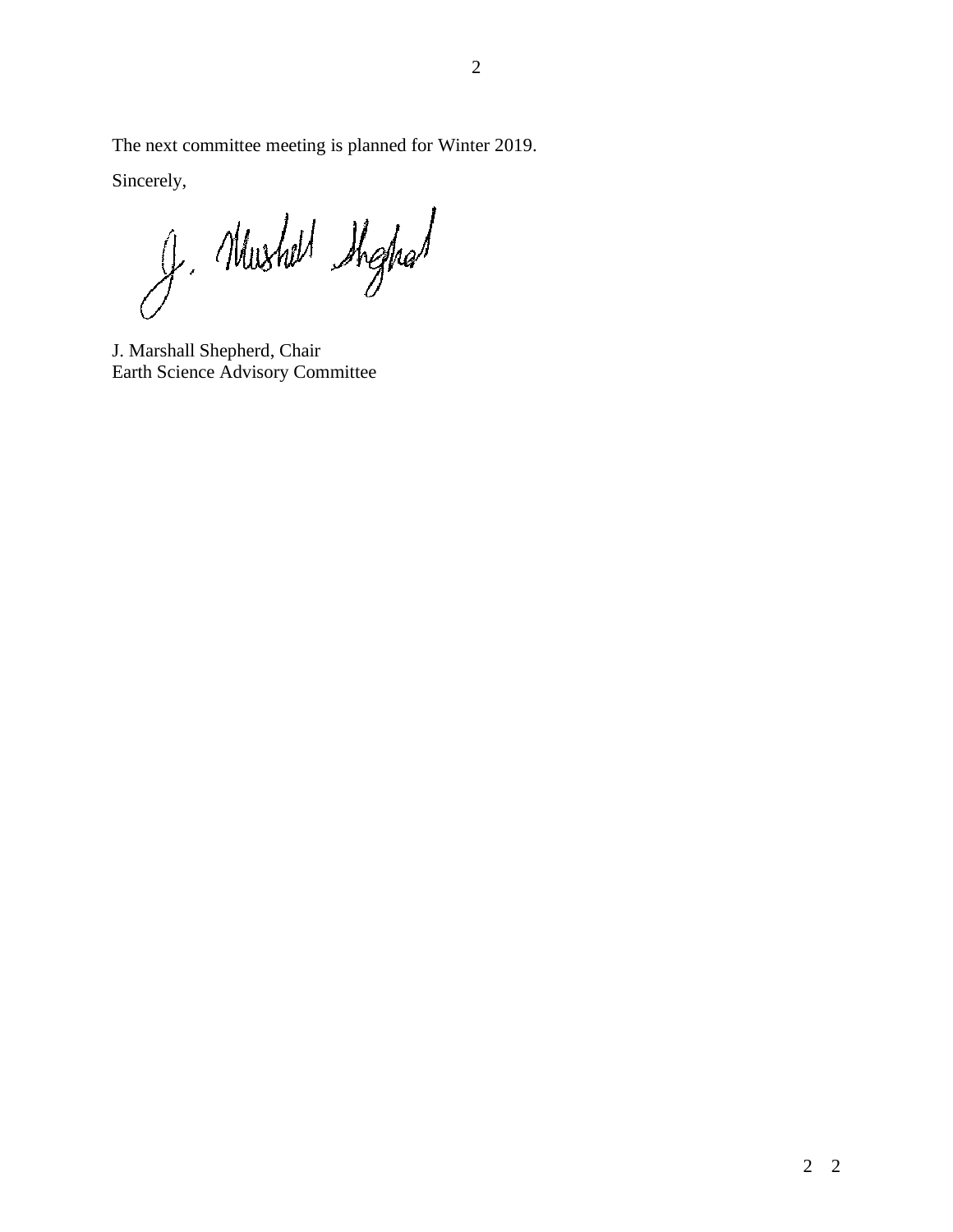The next committee meeting is planned for Winter 2019.

Sincerely,

J. Marshall Shepherd, Chair
Earth Science Advisory Committee